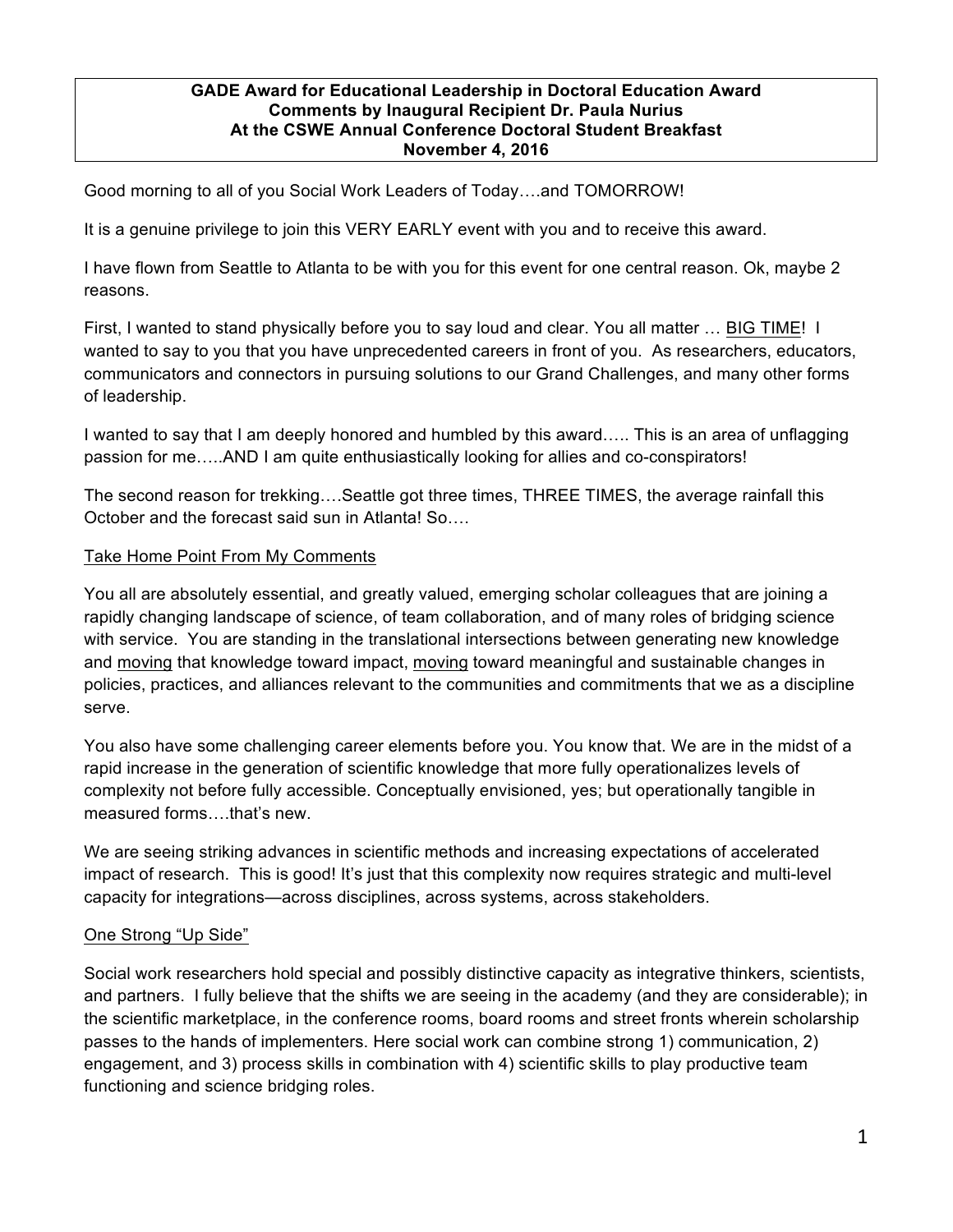**GADE Award for Educational Leadership in Doctoral Education Award**
**Comments by Inaugural Recipient Dr. Paula Nurius**
**At the CSWE Annual Conference Doctoral Student Breakfast**
**November 4, 2016**

Good morning to all of you Social Work Leaders of Today….and TOMORROW!

It is a genuine privilege to join this VERY EARLY event with you and to receive this award.

I have flown from Seattle to Atlanta to be with you for this event for one central reason. Ok, maybe 2 reasons.

First, I wanted to stand physically before you to say loud and clear. You all matter … <u>BIG TIME</u>! I wanted to say to you that you have unprecedented careers in front of you. As researchers, educators, communicators and connectors in pursuing solutions to our Grand Challenges, and many other forms of leadership.

I wanted to say that I am deeply honored and humbled by this award….. This is an area of unflagging passion for me…..AND I am quite enthusiastically looking for allies and co-conspirators!

The second reason for trekking….Seattle got three times, THREE TIMES, the average rainfall this October and the forecast said sun in Atlanta! So….

<u>Take Home Point From My Comments</u>

You all are absolutely essential, and greatly valued, emerging scholar colleagues that are joining a rapidly changing landscape of science, of team collaboration, and of many roles of bridging science with service. You are standing in the translational intersections between generating new knowledge and <u>moving</u> that knowledge toward impact, <u>moving</u> toward meaningful and sustainable changes in policies, practices, and alliances relevant to the communities and commitments that we as a discipline serve.

You also have some challenging career elements before you. You know that. We are in the midst of a rapid increase in the generation of scientific knowledge that more fully operationalizes levels of complexity not before fully accessible. Conceptually envisioned, yes; but operationally tangible in measured forms….that's new.

We are seeing striking advances in scientific methods and increasing expectations of accelerated impact of research. This is good! It's just that this complexity now requires strategic and multi-level capacity for integrations—across disciplines, across systems, across stakeholders.

<u>One Strong "Up Side"</u>

Social work researchers hold special and possibly distinctive capacity as integrative thinkers, scientists, and partners. I fully believe that the shifts we are seeing in the academy (and they are considerable); in the scientific marketplace, in the conference rooms, board rooms and street fronts wherein scholarship passes to the hands of implementers. Here social work can combine strong 1) communication, 2) engagement, and 3) process skills in combination with 4) scientific skills to play productive team functioning and science bridging roles.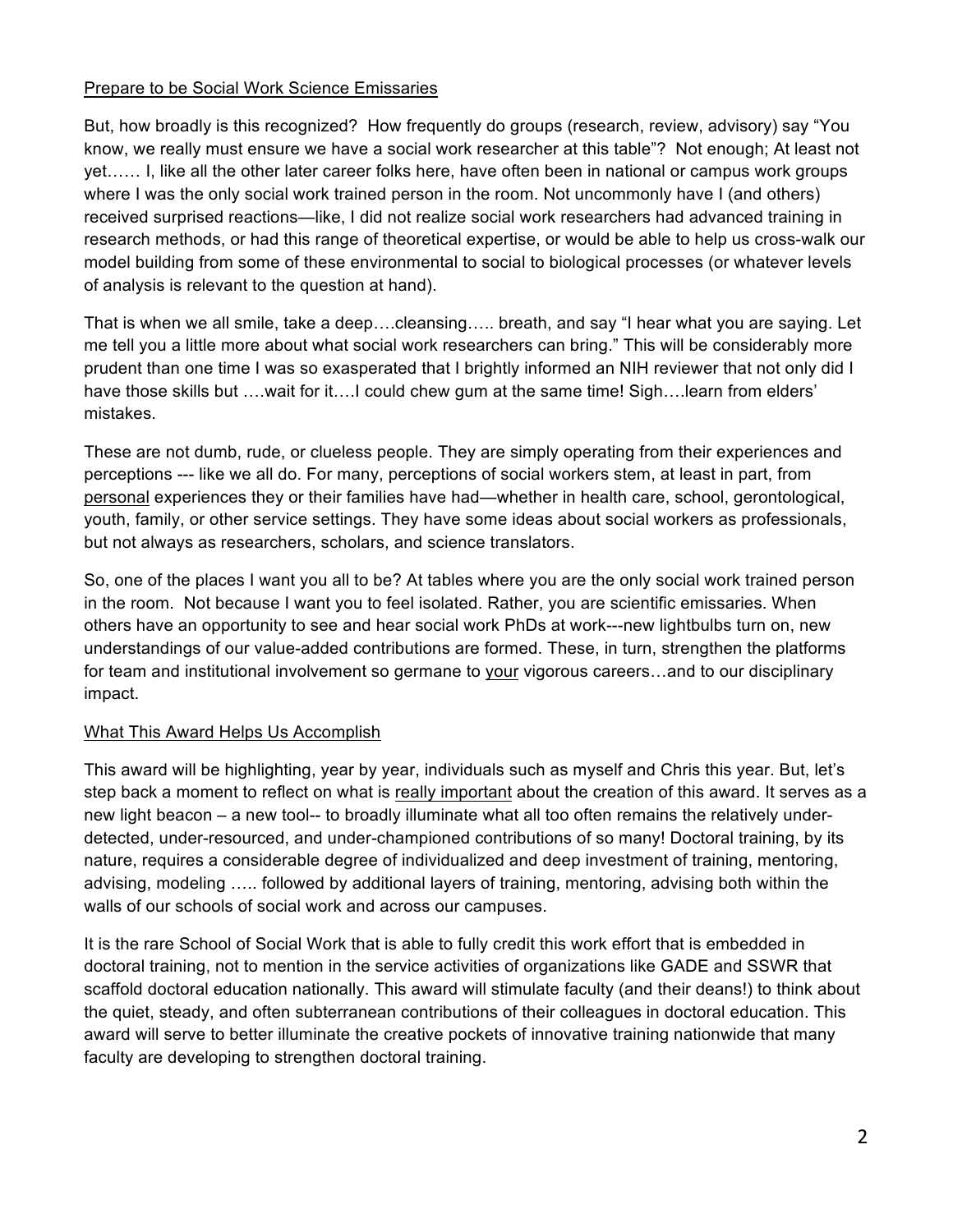Prepare to be Social Work Science Emissaries

But, how broadly is this recognized? How frequently do groups (research, review, advisory) say "You know, we really must ensure we have a social work researcher at this table"? Not enough; At least not yet…… I, like all the other later career folks here, have often been in national or campus work groups where I was the only social work trained person in the room. Not uncommonly have I (and others) received surprised reactions—like, I did not realize social work researchers had advanced training in research methods, or had this range of theoretical expertise, or would be able to help us cross-walk our model building from some of these environmental to social to biological processes (or whatever levels of analysis is relevant to the question at hand).

That is when we all smile, take a deep….cleansing….. breath, and say "I hear what you are saying. Let me tell you a little more about what social work researchers can bring." This will be considerably more prudent than one time I was so exasperated that I brightly informed an NIH reviewer that not only did I have those skills but ….wait for it….I could chew gum at the same time! Sigh….learn from elders' mistakes.

These are not dumb, rude, or clueless people. They are simply operating from their experiences and perceptions --- like we all do. For many, perceptions of social workers stem, at least in part, from personal experiences they or their families have had—whether in health care, school, gerontological, youth, family, or other service settings. They have some ideas about social workers as professionals, but not always as researchers, scholars, and science translators.

So, one of the places I want you all to be? At tables where you are the only social work trained person in the room. Not because I want you to feel isolated. Rather, you are scientific emissaries. When others have an opportunity to see and hear social work PhDs at work---new lightbulbs turn on, new understandings of our value-added contributions are formed. These, in turn, strengthen the platforms for team and institutional involvement so germane to your vigorous careers…and to our disciplinary impact.

What This Award Helps Us Accomplish

This award will be highlighting, year by year, individuals such as myself and Chris this year. But, let's step back a moment to reflect on what is really important about the creation of this award. It serves as a new light beacon – a new tool-- to broadly illuminate what all too often remains the relatively under-detected, under-resourced, and under-championed contributions of so many! Doctoral training, by its nature, requires a considerable degree of individualized and deep investment of training, mentoring, advising, modeling ….. followed by additional layers of training, mentoring, advising both within the walls of our schools of social work and across our campuses.

It is the rare School of Social Work that is able to fully credit this work effort that is embedded in doctoral training, not to mention in the service activities of organizations like GADE and SSWR that scaffold doctoral education nationally. This award will stimulate faculty (and their deans!) to think about the quiet, steady, and often subterranean contributions of their colleagues in doctoral education. This award will serve to better illuminate the creative pockets of innovative training nationwide that many faculty are developing to strengthen doctoral training.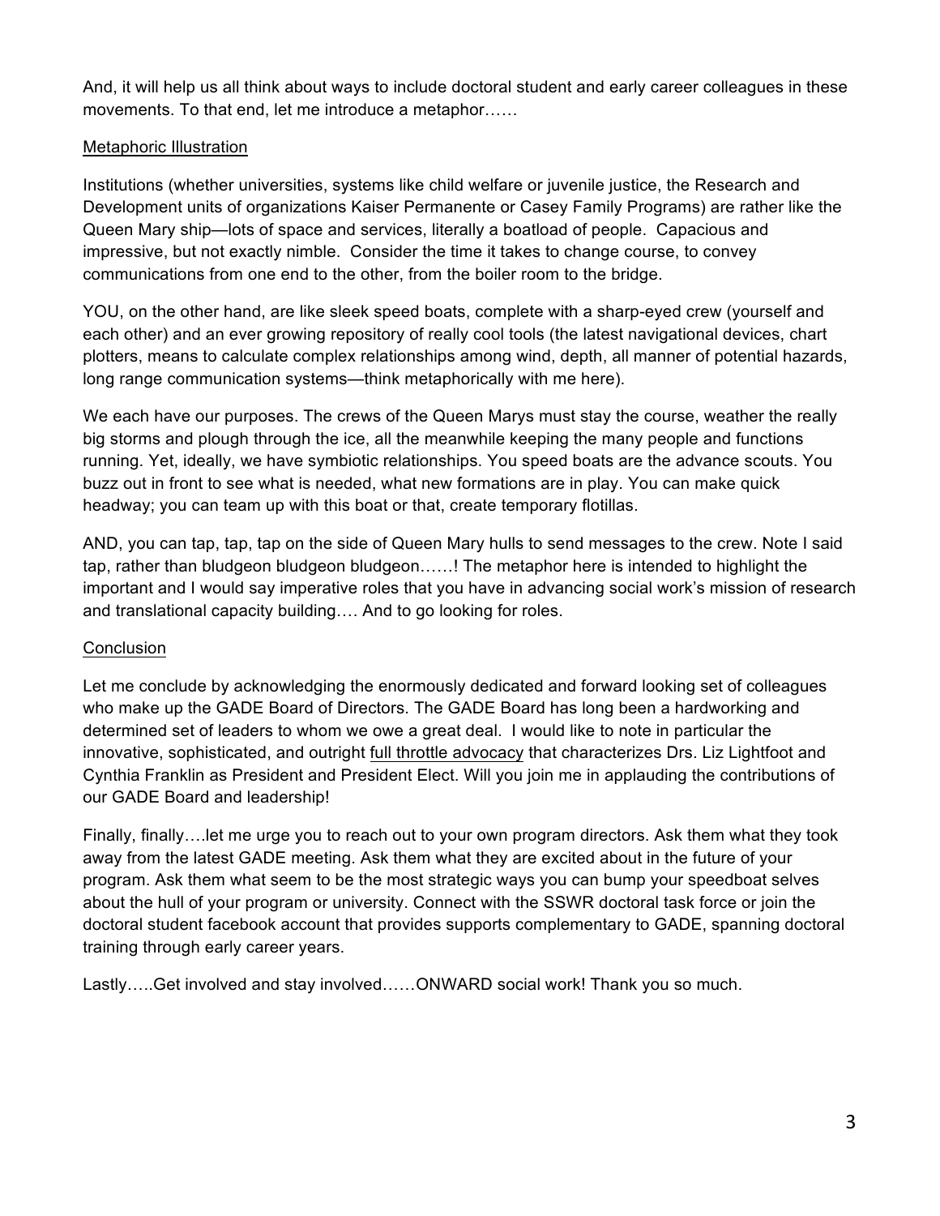And, it will help us all think about ways to include doctoral student and early career colleagues in these movements. To that end, let me introduce a metaphor……

<u>Metaphoric Illustration</u>

Institutions (whether universities, systems like child welfare or juvenile justice, the Research and Development units of organizations Kaiser Permanente or Casey Family Programs) are rather like the Queen Mary ship—lots of space and services, literally a boatload of people. Capacious and impressive, but not exactly nimble. Consider the time it takes to change course, to convey communications from one end to the other, from the boiler room to the bridge.

YOU, on the other hand, are like sleek speed boats, complete with a sharp-eyed crew (yourself and each other) and an ever growing repository of really cool tools (the latest navigational devices, chart plotters, means to calculate complex relationships among wind, depth, all manner of potential hazards, long range communication systems—think metaphorically with me here).

We each have our purposes. The crews of the Queen Marys must stay the course, weather the really big storms and plough through the ice, all the meanwhile keeping the many people and functions running. Yet, ideally, we have symbiotic relationships. You speed boats are the advance scouts. You buzz out in front to see what is needed, what new formations are in play. You can make quick headway; you can team up with this boat or that, create temporary flotillas.

AND, you can tap, tap, tap on the side of Queen Mary hulls to send messages to the crew. Note I said tap, rather than bludgeon bludgeon bludgeon……! The metaphor here is intended to highlight the important and I would say imperative roles that you have in advancing social work's mission of research and translational capacity building…. And to go looking for roles.

<u>Conclusion</u>

Let me conclude by acknowledging the enormously dedicated and forward looking set of colleagues who make up the GADE Board of Directors. The GADE Board has long been a hardworking and determined set of leaders to whom we owe a great deal. I would like to note in particular the innovative, sophisticated, and outright <u>full throttle advocacy</u> that characterizes Drs. Liz Lightfoot and Cynthia Franklin as President and President Elect. Will you join me in applauding the contributions of our GADE Board and leadership!

Finally, finally….let me urge you to reach out to your own program directors. Ask them what they took away from the latest GADE meeting. Ask them what they are excited about in the future of your program. Ask them what seem to be the most strategic ways you can bump your speedboat selves about the hull of your program or university. Connect with the SSWR doctoral task force or join the doctoral student facebook account that provides supports complementary to GADE, spanning doctoral training through early career years.

Lastly…..Get involved and stay involved……ONWARD social work! Thank you so much.